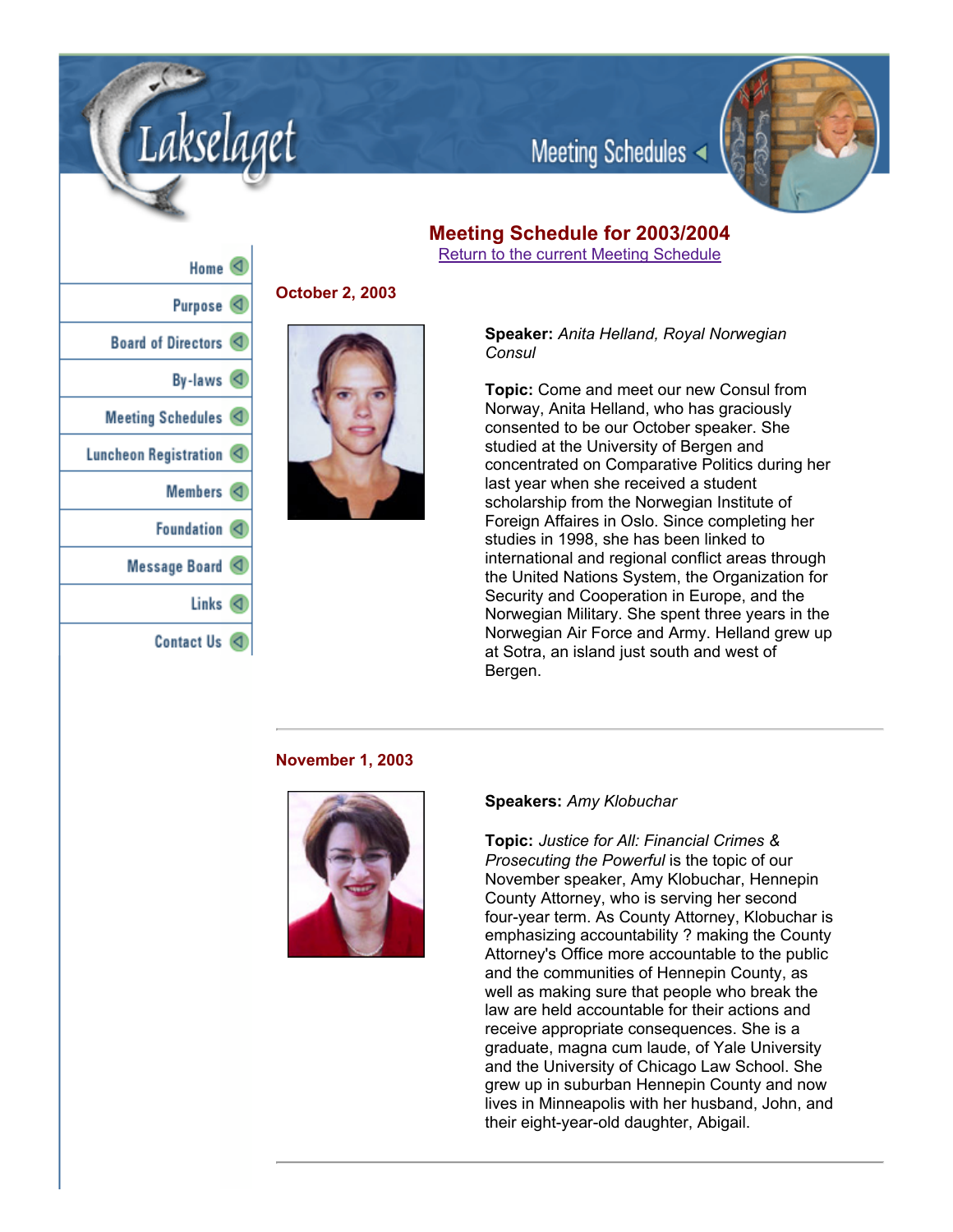Lakselaget

Meeting Schedules

Home
Purpose
Board of Directors
By-laws
Meeting Schedules
Luncheon Registration
Members
Foundation
Message Board
Links
Contact Us

## Meeting Schedule for 2003/2004

[Return to the current Meeting Schedule]

### October 2, 2003

**Speaker:** *Anita Helland, Royal Norwegian Consul*

**Topic:** Come and meet our new Consul from Norway, Anita Helland, who has graciously consented to be our October speaker. She studied at the University of Bergen and concentrated on Comparative Politics during her last year when she received a student scholarship from the Norwegian Institute of Foreign Affaires in Oslo. Since completing her studies in 1998, she has been linked to international and regional conflict areas through the United Nations System, the Organization for Security and Cooperation in Europe, and the Norwegian Military. She spent three years in the Norwegian Air Force and Army. Helland grew up at Sotra, an island just south and west of Bergen.

---

### November 1, 2003

**Speakers:** *Amy Klobuchar*

**Topic:** *Justice for All: Financial Crimes & Prosecuting the Powerful* is the topic of our November speaker, Amy Klobuchar, Hennepin County Attorney, who is serving her second four-year term. As County Attorney, Klobuchar is emphasizing accountability ? making the County Attorney's Office more accountable to the public and the communities of Hennepin County, as well as making sure that people who break the law are held accountable for their actions and receive appropriate consequences. She is a graduate, magna cum laude, of Yale University and the University of Chicago Law School. She grew up in suburban Hennepin County and now lives in Minneapolis with her husband, John, and their eight-year-old daughter, Abigail.

---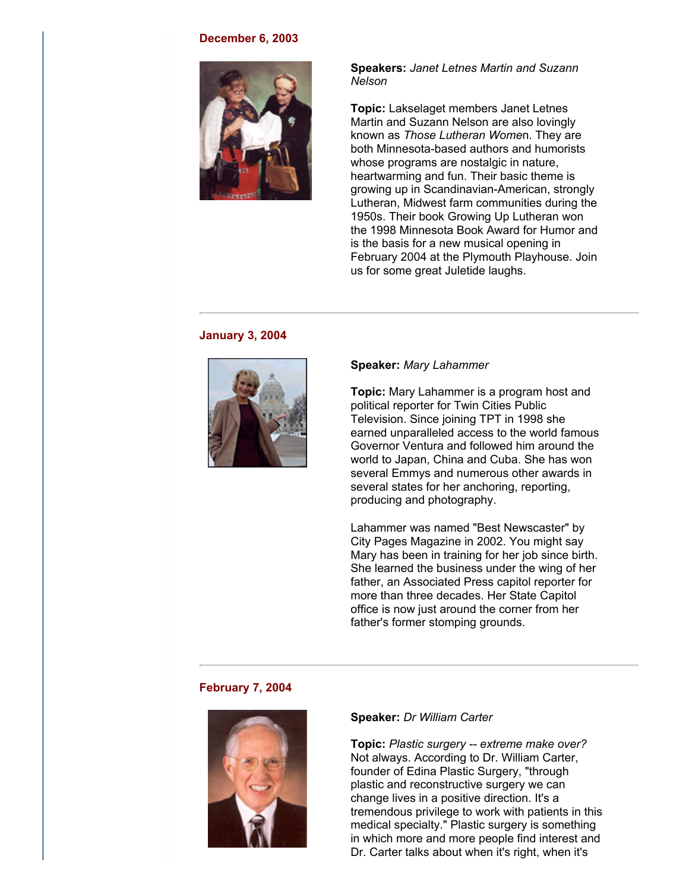**December 6, 2003**

**Speakers:** *Janet Letnes Martin and Suzann Nelson*

**Topic:** Lakselaget members Janet Letnes Martin and Suzann Nelson are also lovingly known as *Those Lutheran Women*. They are both Minnesota-based authors and humorists whose programs are nostalgic in nature, heartwarming and fun. Their basic theme is growing up in Scandinavian-American, strongly Lutheran, Midwest farm communities during the 1950s. Their book Growing Up Lutheran won the 1998 Minnesota Book Award for Humor and is the basis for a new musical opening in February 2004 at the Plymouth Playhouse. Join us for some great Juletide laughs.

---

**January 3, 2004**

**Speaker:** *Mary Lahammer*

**Topic:** Mary Lahammer is a program host and political reporter for Twin Cities Public Television. Since joining TPT in 1998 she earned unparalleled access to the world famous Governor Ventura and followed him around the world to Japan, China and Cuba. She has won several Emmys and numerous other awards in several states for her anchoring, reporting, producing and photography.

Lahammer was named "Best Newscaster" by City Pages Magazine in 2002. You might say Mary has been in training for her job since birth. She learned the business under the wing of her father, an Associated Press capitol reporter for more than three decades. Her State Capitol office is now just around the corner from her father's former stomping grounds.

---

**February 7, 2004**

**Speaker:** *Dr William Carter*

**Topic:** *Plastic surgery -- extreme make over?* Not always. According to Dr. William Carter, founder of Edina Plastic Surgery, "through plastic and reconstructive surgery we can change lives in a positive direction. It's a tremendous privilege to work with patients in this medical specialty." Plastic surgery is something in which more and more people find interest and Dr. Carter talks about when it's right, when it's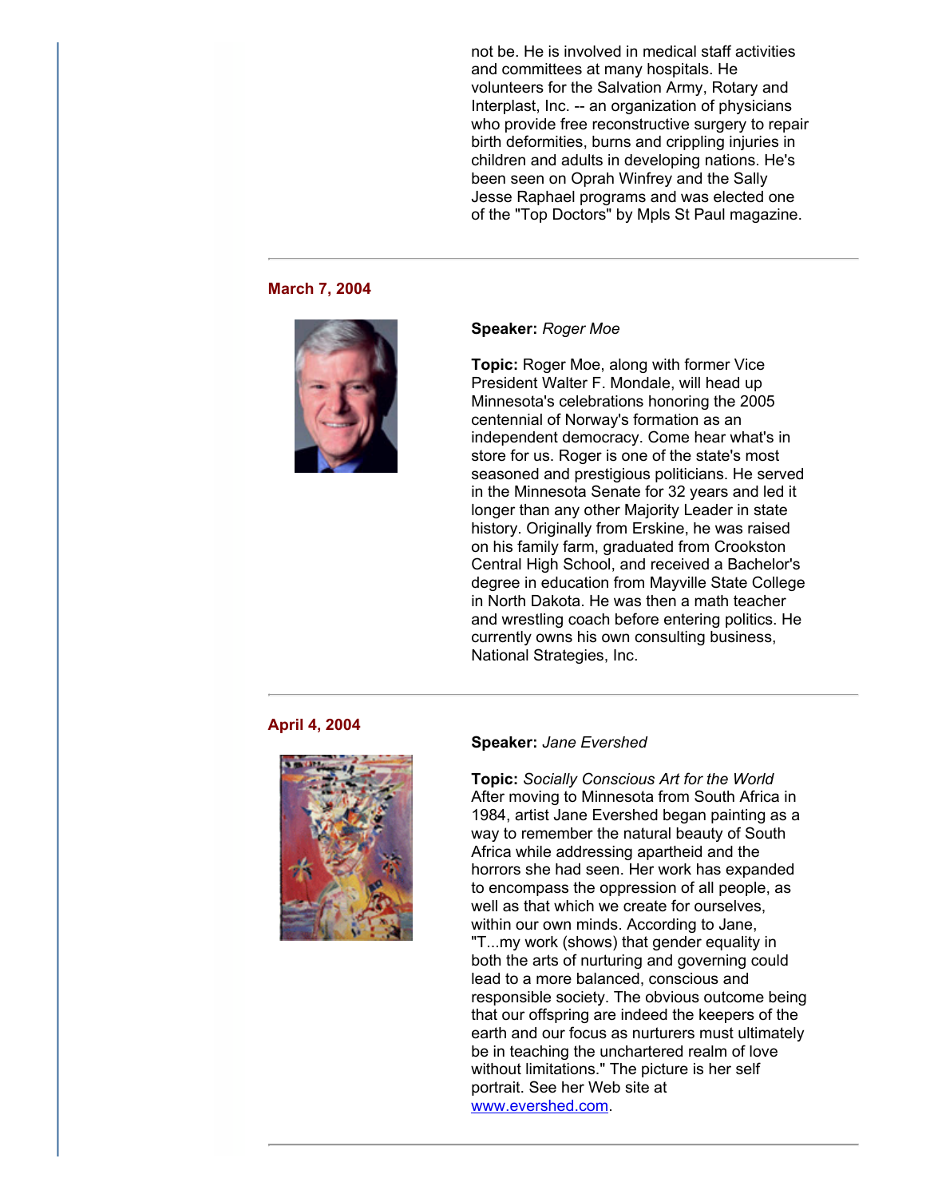not be. He is involved in medical staff activities and committees at many hospitals. He volunteers for the Salvation Army, Rotary and Interplast, Inc. -- an organization of physicians who provide free reconstructive surgery to repair birth deformities, burns and crippling injuries in children and adults in developing nations. He's been seen on Oprah Winfrey and the Sally Jesse Raphael programs and was elected one of the "Top Doctors" by Mpls St Paul magazine.

---

**March 7, 2004**

**Speaker:** *Roger Moe*

**Topic:** Roger Moe, along with former Vice President Walter F. Mondale, will head up Minnesota's celebrations honoring the 2005 centennial of Norway's formation as an independent democracy. Come hear what's in store for us. Roger is one of the state's most seasoned and prestigious politicians. He served in the Minnesota Senate for 32 years and led it longer than any other Majority Leader in state history. Originally from Erskine, he was raised on his family farm, graduated from Crookston Central High School, and received a Bachelor's degree in education from Mayville State College in North Dakota. He was then a math teacher and wrestling coach before entering politics. He currently owns his own consulting business, National Strategies, Inc.

---

**April 4, 2004**

**Speaker:** *Jane Evershed*

**Topic:** *Socially Conscious Art for the World*
After moving to Minnesota from South Africa in 1984, artist Jane Evershed began painting as a way to remember the natural beauty of South Africa while addressing apartheid and the horrors she had seen. Her work has expanded to encompass the oppression of all people, as well as that which we create for ourselves, within our own minds. According to Jane, "T...my work (shows) that gender equality in both the arts of nurturing and governing could lead to a more balanced, conscious and responsible society. The obvious outcome being that our offspring are indeed the keepers of the earth and our focus as nurturers must ultimately be in teaching the unchartered realm of love without limitations." The picture is her self portrait. See her Web site at [www.evershed.com](http://www.evershed.com).

---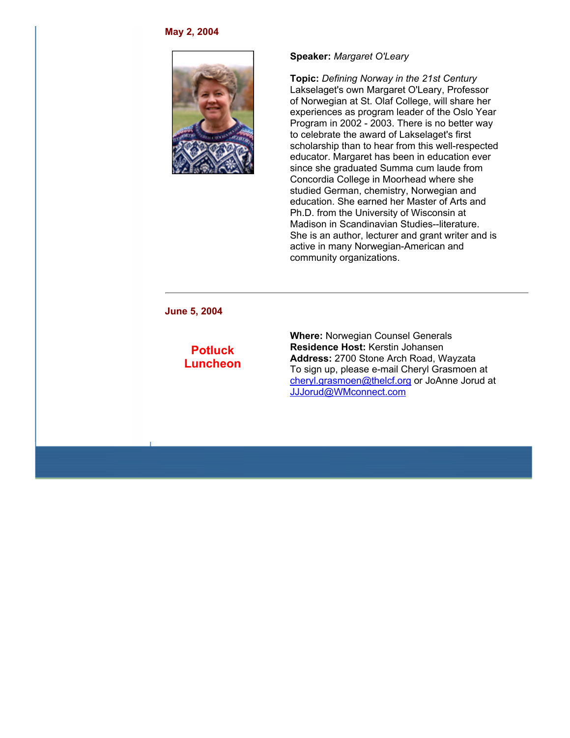**May 2, 2004**

**Speaker:** *Margaret O'Leary*

**Topic:** *Defining Norway in the 21st Century*
Lakselaget's own Margaret O'Leary, Professor of Norwegian at St. Olaf College, will share her experiences as program leader of the Oslo Year Program in 2002 - 2003. There is no better way to celebrate the award of Lakselaget's first scholarship than to hear from this well-respected educator. Margaret has been in education ever since she graduated Summa cum laude from Concordia College in Moorhead where she studied German, chemistry, Norwegian and education. She earned her Master of Arts and Ph.D. from the University of Wisconsin at Madison in Scandinavian Studies--literature. She is an author, lecturer and grant writer and is active in many Norwegian-American and community organizations.

---

**June 5, 2004**

**Potluck Luncheon**

**Where:** Norwegian Counsel Generals
**Residence Host:** Kerstin Johansen
**Address:** 2700 Stone Arch Road, Wayzata
To sign up, please e-mail Cheryl Grasmoen at cheryl.grasmoen@thelcf.org or JoAnne Jorud at JJJorud@WMconnect.com